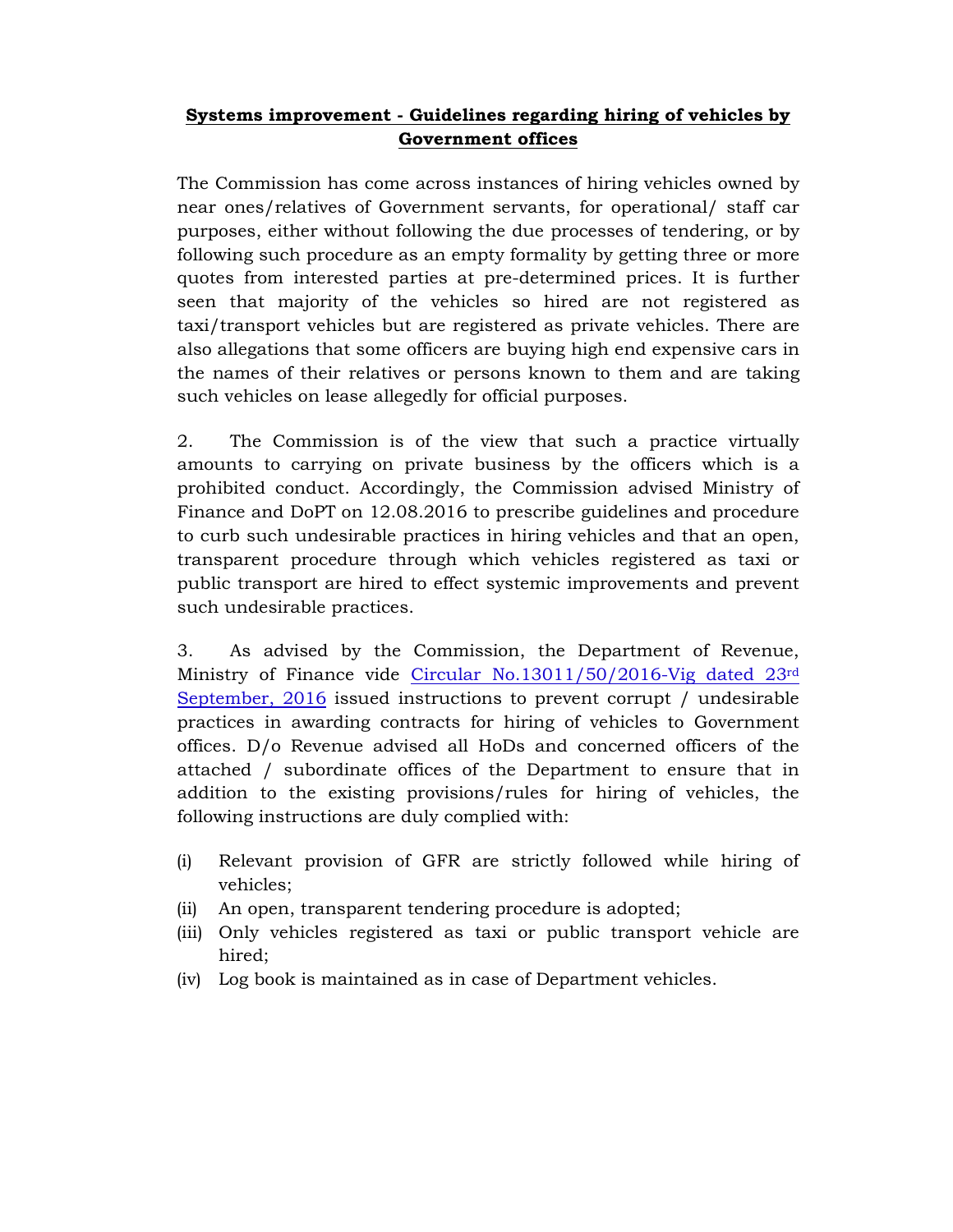**Systems improvement - Guidelines regarding hiring of vehicles by Government offices**

The Commission has come across instances of hiring vehicles owned by near ones/relatives of Government servants, for operational/ staff car purposes, either without following the due processes of tendering, or by following such procedure as an empty formality by getting three or more quotes from interested parties at pre-determined prices. It is further seen that majority of the vehicles so hired are not registered as taxi/transport vehicles but are registered as private vehicles. There are also allegations that some officers are buying high end expensive cars in the names of their relatives or persons known to them and are taking such vehicles on lease allegedly for official purposes.

2. The Commission is of the view that such a practice virtually amounts to carrying on private business by the officers which is a prohibited conduct. Accordingly, the Commission advised Ministry of Finance and DoPT on 12.08.2016 to prescribe guidelines and procedure to curb such undesirable practices in hiring vehicles and that an open, transparent procedure through which vehicles registered as taxi or public transport are hired to effect systemic improvements and prevent such undesirable practices.

3. As advised by the Commission, the Department of Revenue, Ministry of Finance vide Circular No.13011/50/2016-Vig dated 23rd September, 2016 issued instructions to prevent corrupt / undesirable practices in awarding contracts for hiring of vehicles to Government offices. D/o Revenue advised all HoDs and concerned officers of the attached / subordinate offices of the Department to ensure that in addition to the existing provisions/rules for hiring of vehicles, the following instructions are duly complied with:

(i) Relevant provision of GFR are strictly followed while hiring of vehicles;
(ii) An open, transparent tendering procedure is adopted;
(iii) Only vehicles registered as taxi or public transport vehicle are hired;
(iv) Log book is maintained as in case of Department vehicles.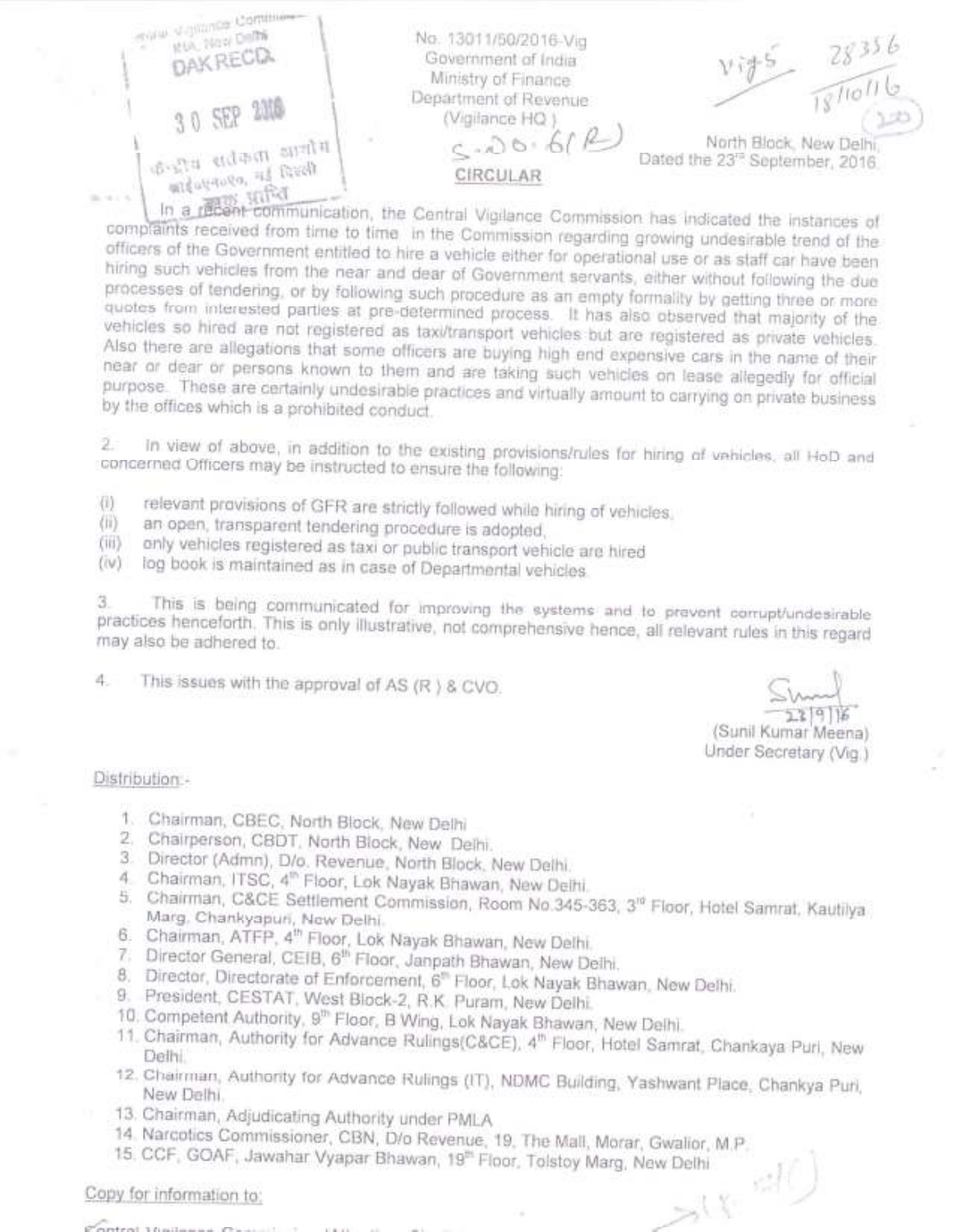No. 13011/50/2016-Vig
Government of India
Ministry of Finance
Department of Revenue
(Vigilance HQ)

North Block, New Delhi,
Dated the 23rd September, 2016.

## CIRCULAR

In a recent communication, the Central Vigilance Commission has indicated the instances of complaints received from time to time in the Commission regarding growing undesirable trend of the officers of the Government entitled to hire a vehicle either for operational use or as staff car have been hiring such vehicles from the near and dear of Government servants, either without following the due processes of tendering, or by following such procedure as an empty formality by getting three or more quotes from interested parties at pre-determined process. It has also observed that majority of the vehicles so hired are not registered as taxi/transport vehicles but are registered as private vehicles. Also there are allegations that some officers are buying high end expensive cars in the name of their near or dear or persons known to them and are taking such vehicles on lease allegedly for official purpose. These are certainly undesirable practices and virtually amount to carrying on private business by the offices which is a prohibited conduct.

2. In view of above, in addition to the existing provisions/rules for hiring of vehicles, all HoD and concerned Officers may be instructed to ensure the following:

(i) relevant provisions of GFR are strictly followed while hiring of vehicles,
(ii) an open, transparent tendering procedure is adopted,
(iii) only vehicles registered as taxi or public transport vehicle are hired
(iv) log book is maintained as in case of Departmental vehicles.

3. This is being communicated for improving the systems and to prevent corrupt/undesirable practices henceforth. This is only illustrative, not comprehensive hence, all relevant rules in this regard may also be adhered to.

4. This issues with the approval of AS (R) & CVO.

23/9/16
(Sunil Kumar Meena)
Under Secretary (Vig.)

Distribution:-

1. Chairman, CBEC, North Block, New Delhi
2. Chairperson, CBDT, North Block, New Delhi.
3. Director (Admn), D/o. Revenue, North Block, New Delhi.
4. Chairman, ITSC, 4th Floor, Lok Nayak Bhawan, New Delhi.
5. Chairman, C&CE Settlement Commission, Room No.345-363, 3rd Floor, Hotel Samrat, Kautilya Marg, Chankyapuri, New Delhi.
6. Chairman, ATFP, 4th Floor, Lok Nayak Bhawan, New Delhi.
7. Director General, CEIB, 6th Floor, Janpath Bhawan, New Delhi.
8. Director, Directorate of Enforcement, 6th Floor, Lok Nayak Bhawan, New Delhi.
9. President, CESTAT, West Block-2, R.K. Puram, New Delhi.
10. Competent Authority, 9th Floor, B Wing, Lok Nayak Bhawan, New Delhi.
11. Chairman, Authority for Advance Rulings(C&CE), 4th Floor, Hotel Samrat, Chankaya Puri, New Delhi.
12. Chairman, Authority for Advance Rulings (IT), NDMC Building, Yashwant Place, Chankya Puri, New Delhi.
13. Chairman, Adjudicating Authority under PMLA
14. Narcotics Commissioner, CBN, D/o Revenue, 19, The Mall, Morar, Gwalior, M.P.
15. CCF, GOAF, Jawahar Vyapar Bhawan, 19th Floor, Tolstoy Marg, New Delhi

Copy for information to: